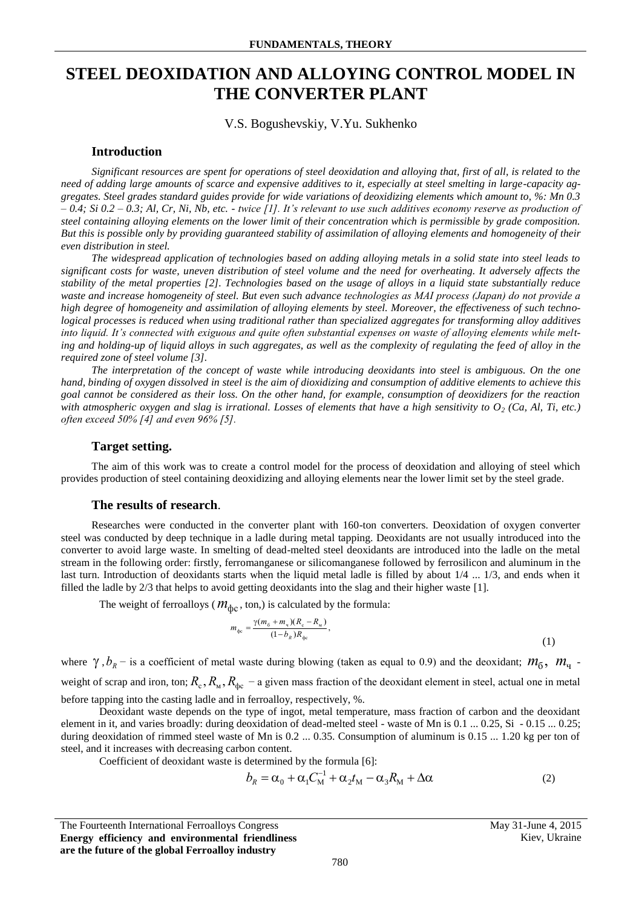# STEEL DEOXIDATION AND ALLOYING CONTROL MODEL IN THE CONVERTER PLANT

V.S. Bogushevskiy, V.Yu. Sukhenko

## Introduction

*Significant resources are spent for operations of steel deoxidation and alloying that, first of all, is related to the need of adding large amounts of scarce and expensive additives to it, especially at steel smelting in large-capacity aggregates. Steel grades standard guides provide for wide variations of deoxidizing elements which amount to, %: Mn 0.3 – 0.4; Si 0.2 – 0.3; Al, Cr, Ni, Nb, etc. - twice [1]. It's relevant to use such additives economy reserve as production of steel containing alloying elements on the lower limit of their concentration which is permissible by grade composition. But this is possible only by providing guaranteed stability of assimilation of alloying elements and homogeneity of their even distribution in steel.*

*The widespread application of technologies based on adding alloying metals in a solid state into steel leads to significant costs for waste, uneven distribution of steel volume and the need for overheating. It adversely affects the stability of the metal properties [2]. Technologies based on the usage of alloys in a liquid state substantially reduce waste and increase homogeneity of steel. But even such advance technologies as MAI process (Japan) do not provide a high degree of homogeneity and assimilation of alloying elements by steel. Moreover, the effectiveness of such technological processes is reduced when using traditional rather than specialized aggregates for transforming alloy additives into liquid. It's connected with exiguous and quite often substantial expenses on waste of alloying elements while melting and holding-up of liquid alloys in such aggregates, as well as the complexity of regulating the feed of alloy in the required zone of steel volume [3].*

*The interpretation of the concept of waste while introducing deoxidants into steel is ambiguous. On the one hand, binding of oxygen dissolved in steel is the aim of dioxidizing and consumption of additive elements to achieve this goal cannot be considered as their loss. On the other hand, for example, consumption of deoxidizers for the reaction with atmospheric oxygen and slag is irrational. Losses of elements that have a high sensitivity to $O_2$ (Ca, Al, Ti, etc.) often exceed 50% [4] and even 96% [5].*

## Target setting.

The aim of this work was to create a control model for the process of deoxidation and alloying of steel which provides production of steel containing deoxidizing and alloying elements near the lower limit set by the steel grade.

## The results of research.

Researches were conducted in the converter plant with 160-ton converters. Deoxidation of oxygen converter steel was conducted by deep technique in a ladle during metal tapping. Deoxidants are not usually introduced into the converter to avoid large waste. In smelting of dead-melted steel deoxidants are introduced into the ladle on the metal stream in the following order: firstly, ferromanganese or silicomanganese followed by ferrosilicon and aluminum in the last turn. Introduction of deoxidants starts when the liquid metal ladle is filled by about 1/4 ... 1/3, and ends when it filled the ladle by 2/3 that helps to avoid getting deoxidants into the slag and their higher waste [1].

The weight of ferroalloys ($m_{фс}$, ton,) is calculated by the formula:

$$m_{фс} = \frac{\gamma(m_б + m_ч)(R_с - R_м)}{(1-b_R)R_{фс}}, \tag{1}$$

where $\gamma$, $b_R$ – is a coefficient of metal waste during blowing (taken as equal to 0.9) and the deoxidant; $m_б$, $m_ч$ - weight of scrap and iron, ton; $R_с, R_м, R_{фс}$ – a given mass fraction of the deoxidant element in steel, actual one in metal before tapping into the casting ladle and in ferroalloy, respectively, %.

Deoxidant waste depends on the type of ingot, metal temperature, mass fraction of carbon and the deoxidant element in it, and varies broadly: during deoxidation of dead-melted steel - waste of Mn is 0.1 ... 0.25, Si - 0.15 ... 0.25; during deoxidation of rimmed steel waste of Mn is 0.2 ... 0.35. Consumption of aluminum is 0.15 ... 1.20 kg per ton of steel, and it increases with decreasing carbon content.

Coefficient of deoxidant waste is determined by the formula [6]:

$$b_R = \alpha_0 + \alpha_1 C_М^{-1} + \alpha_2 t_М - \alpha_3 R_М + \Delta\alpha \tag{2}$$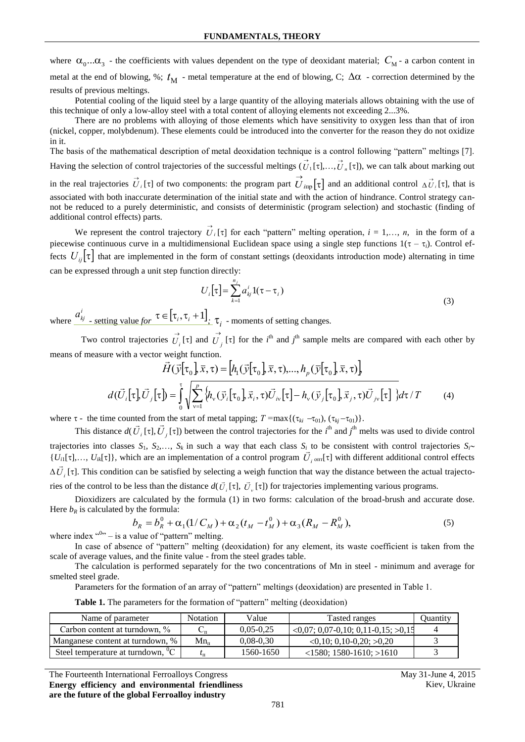where $\alpha_0 ... \alpha_3$ - the coefficients with values dependent on the type of deoxidant material; $C_M$ - a carbon content in metal at the end of blowing, %; $t_M$ - metal temperature at the end of blowing, C; $\Delta\alpha$ - correction determined by the results of previous meltings.

Potential cooling of the liquid steel by a large quantity of the alloying materials allows obtaining with the use of this technique of only a low-alloy steel with a total content of alloying elements not exceeding 2...3%.

There are no problems with alloying of those elements which have sensitivity to oxygen less than that of iron (nickel, copper, molybdenum). These elements could be introduced into the converter for the reason they do not oxidize in it.

The basis of the mathematical description of metal deoxidation technique is a control following "pattern" meltings [7]. Having the selection of control trajectories of the successful meltings ($\vec{U}_1[\tau], \ldots, \vec{U}_n[\tau]$), we can talk about marking out in the real trajectories $\vec{U}_i[\tau]$ of two components: the program part $\vec{U}_{i\text{пр}}[\tau]$ and an additional control $\Delta\vec{U}_i[\tau]$, that is associated with both inaccurate determination of the initial state and with the action of hindrance. Control strategy cannot be reduced to a purely deterministic, and consists of deterministic (program selection) and stochastic (finding of additional control effects) parts.

We represent the control trajectory $\vec{U}_i[\tau]$ for each "pattern" melting operation, $i = 1, \ldots, n$, in the form of a piecewise continuous curve in a multidimensional Euclidean space using a single step functions $1(\tau - \tau_i)$. Control effects $U_{ij}[\tau]$ that are implemented in the form of constant settings (deoxidants introduction mode) alternating in time can be expressed through a unit step function directly:

$$U_i[\tau] = \sum_{k=1}^{n_j} a_{kj}^i 1(\tau - \tau_i) \tag{3}$$

where $a_{kj}^i$ - setting value *for* $\tau \in [\tau_i, \tau_i + 1]$; $\tau_i$ - moments of setting changes.

Two control trajectories $\vec{U}_i[\tau]$ and $\vec{U}_j[\tau]$ for the $i^{\text{th}}$ and $j^{\text{th}}$ sample melts are compared with each other by means of measure with a vector weight function.

$$\vec{H}(\vec{y}[\tau_0], \bar{x}, \tau) = [h_1(\vec{y}[\tau_0], \bar{x}, \tau), \ldots, h_p(\vec{y}[\tau_0], \bar{x}, \tau)],$$

$$d(\vec{U}_i[\tau], \vec{U}_j[\tau]) = \int_0^{\tau} \sqrt{\sum_{\nu=1}^{p} \{h_\nu(\vec{y}_i[\tau_0], \vec{x}_i, \tau)\vec{U}_{i\nu}[\tau] - h_\nu(\vec{y}_j[\tau_0], \vec{x}_j, \tau)\vec{U}_{j\nu}[\tau]\}} \, d\tau / T \tag{4}$$

where $\tau$ - the time counted from the start of metal tapping; $T = \max\{(\tau_{ki} - \tau_{01}), (\tau_{kj} - \tau_{01})\}$.

This distance $d(\vec{U}_i[\tau], \vec{U}_j[\tau])$ between the control trajectories for the $i^{\text{th}}$ and $j^{\text{th}}$ melts was used to divide control trajectories into classes $S_1, S_2, \ldots, S_k$ in such a way that each class $S_i$ to be consistent with control trajectories $S_i \sim \{U_{i1}[\tau], \ldots, U_{ik}[\tau]\}$, which are an implementation of a control program $\vec{U}_{i\,\text{опт}}[\tau]$ with different additional control effects $\Delta\vec{U}_i[\tau]$. This condition can be satisfied by selecting a weigh function that way the distance between the actual trajectories of the control to be less than the distance $d(\vec{U}_i[\tau], \vec{U}_\nu[\tau])$ for trajectories implementing various programs.

Dioxidizers are calculated by the formula (1) in two forms: calculation of the broad-brush and accurate dose. Here $b_R$ is calculated by the formula:

$$b_R = b_R^0 + \alpha_1(1/C_M) + \alpha_2(t_M - t_M^0) + \alpha_3(R_M - R_M^0), \tag{5}$$

where index "$^0$" – is a value of "pattern" melting.

In case of absence of "pattern" melting (deoxidation) for any element, its waste coefficient is taken from the scale of average values, and the finite value - from the steel grades table.

The calculation is performed separately for the two concentrations of Mn in steel - minimum and average for smelted steel grade.

Parameters for the formation of an array of "pattern" meltings (deoxidation) are presented in Table 1.

**Table 1.** The parameters for the formation of "pattern" melting (deoxidation)

| Name of parameter | Notation | Value | Tasted ranges | Quantity |
|---|---|---|---|---|
| Carbon content at turndown, % | $C_n$ | 0,05-0,25 | <0,07; 0,07-0,10; 0,11-0,15; >0,15 | 4 |
| Manganese content at turndown, % | $Mn_n$ | 0,08-0,30 | <0,10; 0,10-0,20; >0,20 | 3 |
| Steel temperature at turndown, $^0$C | $t_n$ | 1560-1650 | <1580; 1580-1610; >1610 | 3 |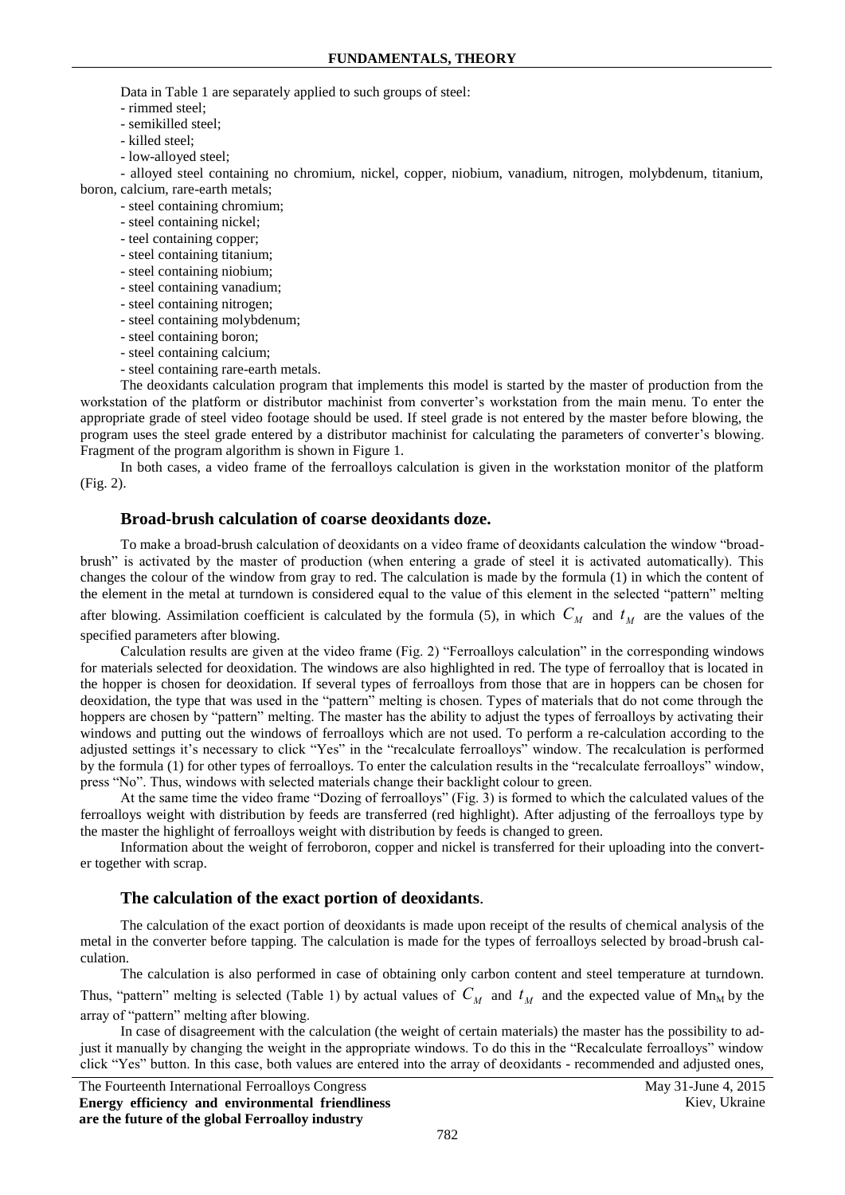Data in Table 1 are separately applied to such groups of steel:

- rimmed steel;
- semikilled steel;
- killed steel;
- low-alloyed steel;
- alloyed steel containing no chromium, nickel, copper, niobium, vanadium, nitrogen, molybdenum, titanium, boron, calcium, rare-earth metals;
- steel containing chromium;
- steel containing nickel;
- teel containing copper;
- steel containing titanium;
- steel containing niobium;
- steel containing vanadium;
- steel containing nitrogen;
- steel containing molybdenum;
- steel containing boron;
- steel containing calcium;
- steel containing rare-earth metals.

The deoxidants calculation program that implements this model is started by the master of production from the workstation of the platform or distributor machinist from converter's workstation from the main menu. To enter the appropriate grade of steel video footage should be used. If steel grade is not entered by the master before blowing, the program uses the steel grade entered by a distributor machinist for calculating the parameters of converter's blowing. Fragment of the program algorithm is shown in Figure 1.

In both cases, a video frame of the ferroalloys calculation is given in the workstation monitor of the platform (Fig. 2).

## Broad-brush calculation of coarse deoxidants doze.

To make a broad-brush calculation of deoxidants on a video frame of deoxidants calculation the window "broad-brush" is activated by the master of production (when entering a grade of steel it is activated automatically). This changes the colour of the window from gray to red. The calculation is made by the formula (1) in which the content of the element in the metal at turndown is considered equal to the value of this element in the selected "pattern" melting after blowing. Assimilation coefficient is calculated by the formula (5), in which $C_M$ and $t_M$ are the values of the specified parameters after blowing.

Calculation results are given at the video frame (Fig. 2) "Ferroalloys calculation" in the corresponding windows for materials selected for deoxidation. The windows are also highlighted in red. The type of ferroalloy that is located in the hopper is chosen for deoxidation. If several types of ferroalloys from those that are in hoppers can be chosen for deoxidation, the type that was used in the "pattern" melting is chosen. Types of materials that do not come through the hoppers are chosen by "pattern" melting. The master has the ability to adjust the types of ferroalloys by activating their windows and putting out the windows of ferroalloys which are not used. To perform a re-calculation according to the adjusted settings it's necessary to click "Yes" in the "recalculate ferroalloys" window. The recalculation is performed by the formula (1) for other types of ferroalloys. To enter the calculation results in the "recalculate ferroalloys" window, press "No". Thus, windows with selected materials change their backlight colour to green.

At the same time the video frame "Dozing of ferroalloys" (Fig. 3) is formed to which the calculated values of the ferroalloys weight with distribution by feeds are transferred (red highlight). After adjusting of the ferroalloys type by the master the highlight of ferroalloys weight with distribution by feeds is changed to green.

Information about the weight of ferroboron, copper and nickel is transferred for their uploading into the converter together with scrap.

## The calculation of the exact portion of deoxidants.

The calculation of the exact portion of deoxidants is made upon receipt of the results of chemical analysis of the metal in the converter before tapping. The calculation is made for the types of ferroalloys selected by broad-brush calculation.

The calculation is also performed in case of obtaining only carbon content and steel temperature at turndown. Thus, "pattern" melting is selected (Table 1) by actual values of $C_M$ and $t_M$ and the expected value of $Mn_M$ by the array of "pattern" melting after blowing.

In case of disagreement with the calculation (the weight of certain materials) the master has the possibility to adjust it manually by changing the weight in the appropriate windows. To do this in the "Recalculate ferroalloys" window click "Yes" button. In this case, both values are entered into the array of deoxidants - recommended and adjusted ones,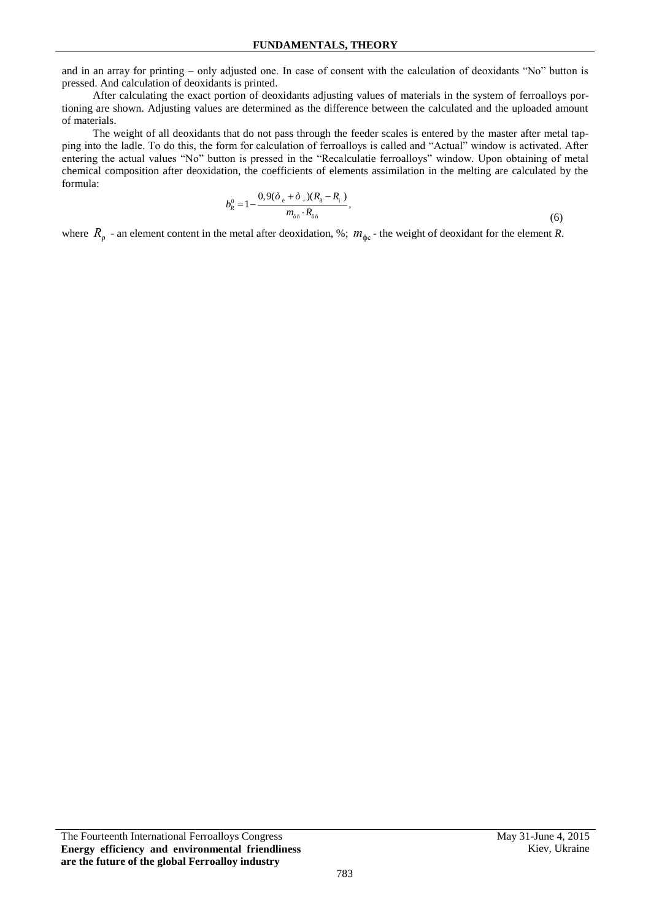and in an array for printing – only adjusted one. In case of consent with the calculation of deoxidants "No" button is pressed. And calculation of deoxidants is printed.

After calculating the exact portion of deoxidants adjusting values of materials in the system of ferroalloys portioning are shown. Adjusting values are determined as the difference between the calculated and the uploaded amount of materials.

The weight of all deoxidants that do not pass through the feeder scales is entered by the master after metal tapping into the ladle. To do this, the form for calculation of ferroalloys is called and "Actual" window is activated. After entering the actual values "No" button is pressed in the "Recalculatie ferroalloys" window. Upon obtaining of metal chemical composition after deoxidation, the coefficients of elements assimilation in the melting are calculated by the formula:

$$b_R^0 = 1 - \frac{0,9(\grave{o}_{\ddot{e}} + \grave{o}_{\div})(R_{\eth} - R_{\grave{i}})}{m_{\hat{o}\tilde{n}} \cdot R_{\hat{o}\tilde{n}}}, \tag{6}$$

where $R_{р}$ - an element content in the metal after deoxidation, %; $m_{фс}$ - the weight of deoxidant for the element *R*.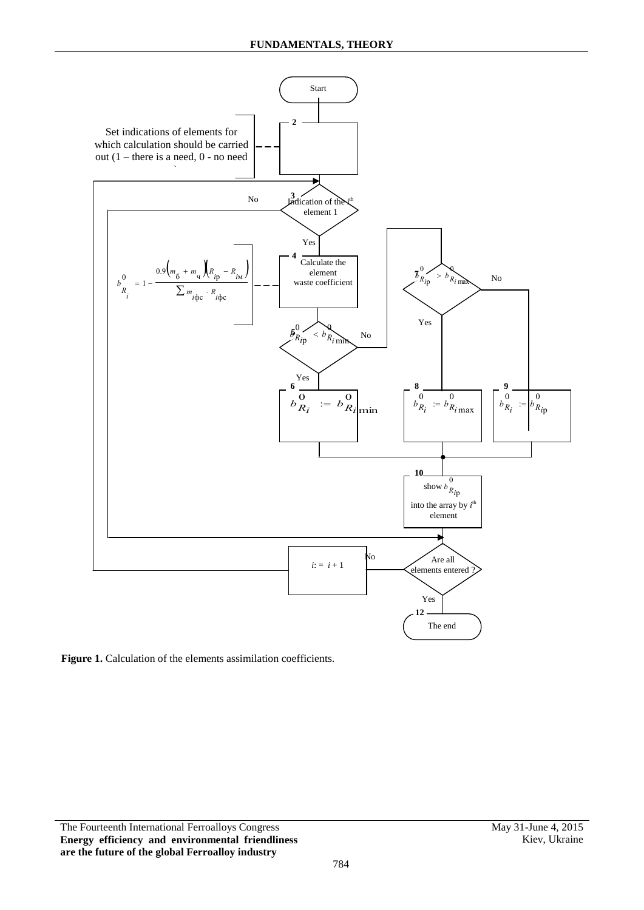Start

**2**

Set indications of elements for which calculation should be carried out (1 – there is a need, 0 - no need)

**3** Indication of the $i^{th}$ element 1 — No / Yes

**4** Calculate the element waste coefficient

$$b_{R_i}^{0} = 1 - \frac{0.9\left(m_{б} + m_{ч}\right)\left(R_{iр} - R_{iм}\right)}{\sum m_{iфс} \cdot R_{iфс}}$$

**5** $b_{R_{ip}}^{0} < b_{R_i \min}^{0}$ — Yes / No

**6** $b_{R_i}^{0} := b_{R_i \min}^{0}$

**7** $b_{R_{ip}}^{0} > b_{R_i \max}^{0}$ — Yes / No

**8** $b_{R_i}^{0} := b_{R_i \max}^{0}$

**9** $b_{R_i}^{0} := b_{R_{ip}}^{0}$

**10** show $b_{R_{ip}}^{0}$ into the array by $i^{th}$ element

Are all elements entered ? — No: $i := i + 1$ / Yes

**12** The end

**Figure 1.** Calculation of the elements assimilation coefficients.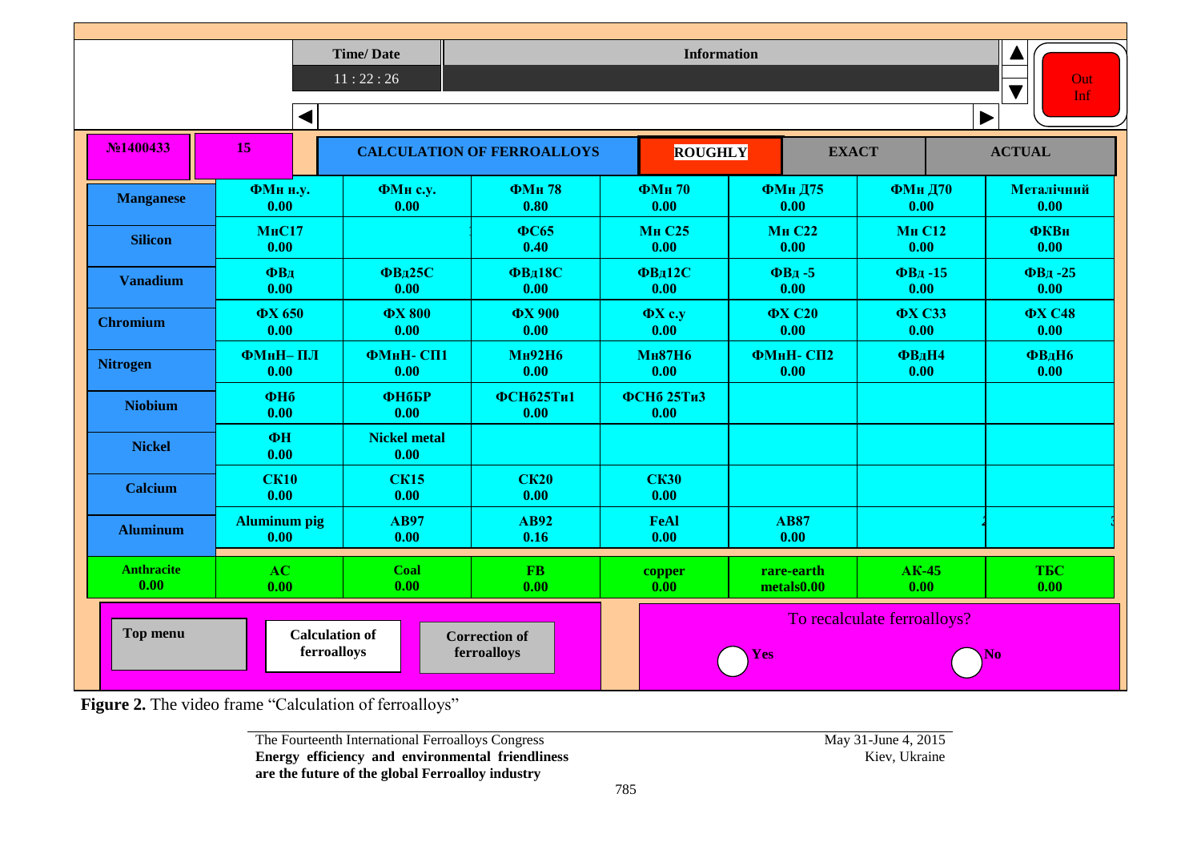| | Time/ Date | Information | | | |
|---|---|---|---|---|---|
| | 11 : 22 : 26 | | | | Out Inf |

| №1400433 | 15 | CALCULATION OF FERROALLOYS | | ROUGHLY | EXACT | ACTUAL |
|---|---|---|---|---|---|---|

| | | | | | | | |
|---|---|---|---|---|---|---|---|
| **Manganese** | ФМн н.у. 0.00 | ФМн с.у. 0.00 | ФМн 78 0.80 | ФМн 70 0.00 | ФМн Д75 0.00 | ФМн Д70 0.00 | Металічний 0.00 |
| **Silicon** | МнС17 0.00 | | ФС65 0.40 | Мн С25 0.00 | Мн С22 0.00 | Мн С12 0.00 | ФКВн 0.00 |
| **Vanadium** | ФВд 0.00 | ФВд25С 0.00 | ФВд18С 0.00 | ФВд12С 0.00 | ФВд -5 0.00 | ФВд -15 0.00 | ФВд -25 0.00 |
| **Chromium** | ФХ 650 0.00 | ФХ 800 0.00 | ФХ 900 0.00 | ФХ с.у 0.00 | ФХ С20 0.00 | ФХ С33 0.00 | ФХ С48 0.00 |
| **Nitrogen** | ФМнН– ПЛ 0.00 | ФМнН- СП1 0.00 | Мн92Н6 0.00 | Мн87Н6 0.00 | ФМнН- СП2 0.00 | ФВдН4 0.00 | ФВдН6 0.00 |
| **Niobium** | ФНб 0.00 | ФНбБР 0.00 | ФСНб25Ти1 0.00 | ФСНб 25Ти3 0.00 | | | |
| **Nickel** | ФН 0.00 | Nickel metal 0.00 | | | | | |
| **Calcium** | СК10 0.00 | СК15 0.00 | СК20 0.00 | СК30 0.00 | | | |
| **Aluminum** | Aluminum pig 0.00 | АВ97 0.00 | АВ92 0.16 | FeAl 0.00 | АВ87 0.00 | | |
| **Anthracite 0.00** | AC 0.00 | Coal 0.00 | FB 0.00 | copper 0.00 | rare-earth metals0.00 | АК-45 0.00 | ТБС 0.00 |

Top menu | Calculation of ferroalloys | Correction of ferroalloys

To recalculate ferroalloys? Yes No

**Figure 2.** The video frame "Calculation of ferroalloys"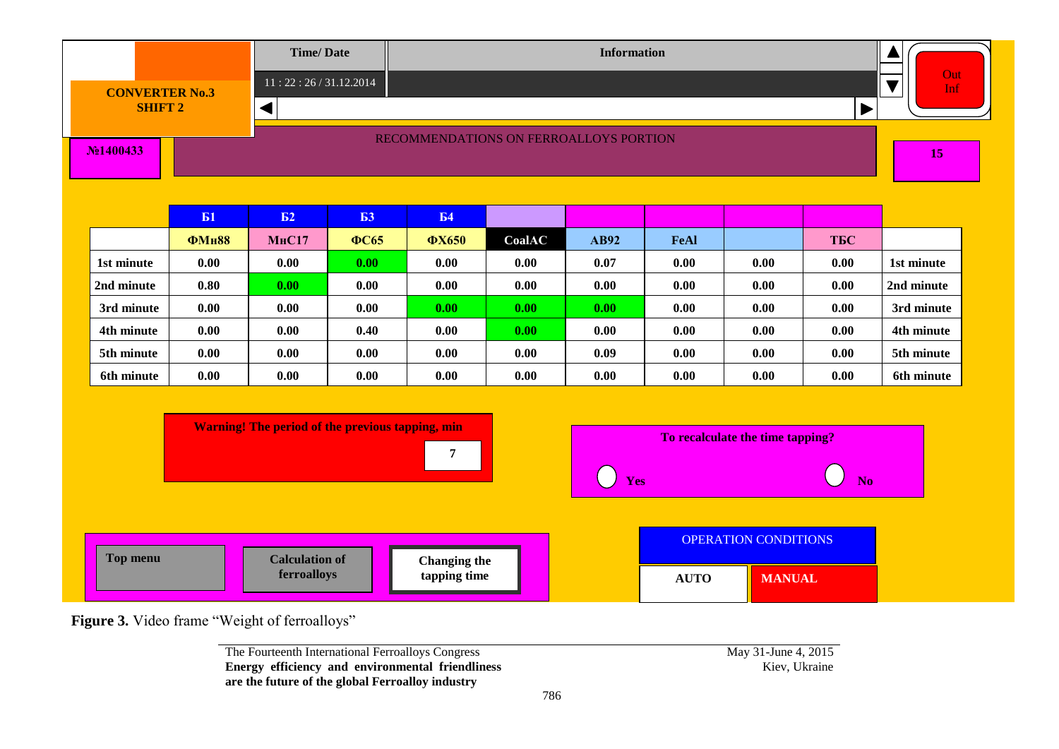| | | | | | | | | | |
|---|---|---|---|---|---|---|---|---|---|
| CONVERTER No.3 SHIFT 2 | Time/ Date | Information | | | | | | | Out Inf |
| | 11 : 22 : 26 / 31.12.2014 | | | | | | | | |
| №1400433 | RECOMMENDATIONS ON FERROALLOYS PORTION | | | | | | | | 15 |

| | Б1 | Б2 | Б3 | Б4 | | | | | | |
|---|---|---|---|---|---|---|---|---|---|---|
| | ФМн88 | МнС17 | ФС65 | ФХ650 | CoalAC | AB92 | FeAl | | ТБС | |
| 1st minute | 0.00 | 0.00 | 0.00 | 0.00 | 0.00 | 0.07 | 0.00 | 0.00 | 0.00 | 1st minute |
| 2nd minute | 0.80 | 0.00 | 0.00 | 0.00 | 0.00 | 0.00 | 0.00 | 0.00 | 0.00 | 2nd minute |
| 3rd minute | 0.00 | 0.00 | 0.00 | 0.00 | 0.00 | 0.00 | 0.00 | 0.00 | 0.00 | 3rd minute |
| 4th minute | 0.00 | 0.00 | 0.40 | 0.00 | 0.00 | 0.00 | 0.00 | 0.00 | 0.00 | 4th minute |
| 5th minute | 0.00 | 0.00 | 0.00 | 0.00 | 0.00 | 0.09 | 0.00 | 0.00 | 0.00 | 5th minute |
| 6th minute | 0.00 | 0.00 | 0.00 | 0.00 | 0.00 | 0.00 | 0.00 | 0.00 | 0.00 | 6th minute |

**Warning! The period of the previous tapping, min** 7

**To recalculate the time tapping?** Yes / No

Top menu | Calculation of ferroalloys | Changing the tapping time

OPERATION CONDITIONS: AUTO | MANUAL

**Figure 3.** Video frame "Weight of ferroalloys"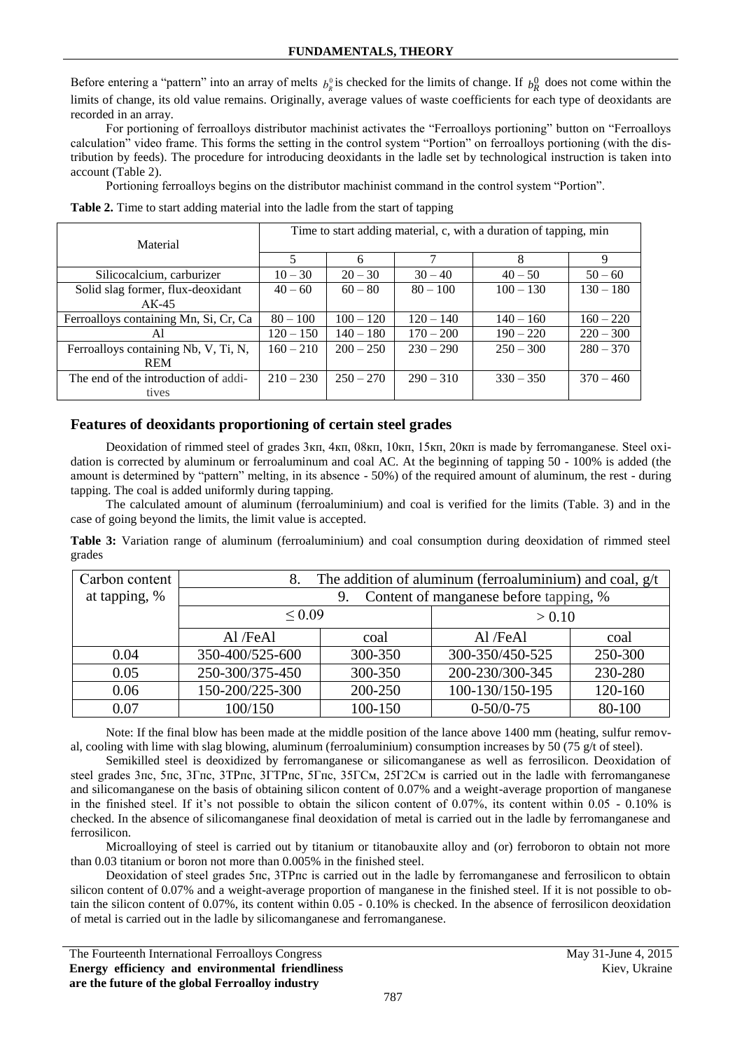Before entering a "pattern" into an array of melts $b_R^0$ is checked for the limits of change. If $b_R^0$ does not come within the limits of change, its old value remains. Originally, average values of waste coefficients for each type of deoxidants are recorded in an array.

For portioning of ferroalloys distributor machinist activates the "Ferroalloys portioning" button on "Ferroalloys calculation" video frame. This forms the setting in the control system "Portion" on ferroalloys portioning (with the distribution by feeds). The procedure for introducing deoxidants in the ladle set by technological instruction is taken into account (Table 2).

Portioning ferroalloys begins on the distributor machinist command in the control system "Portion".

**Table 2.** Time to start adding material into the ladle from the start of tapping

| Material | Time to start adding material, c, with a duration of tapping, min | | | | |
|---|---|---|---|---|---|
| | 5 | 6 | 7 | 8 | 9 |
| Silicocalcium, carburizer | 10 – 30 | 20 – 30 | 30 – 40 | 40 – 50 | 50 – 60 |
| Solid slag former, flux-deoxidant AK-45 | 40 – 60 | 60 – 80 | 80 – 100 | 100 – 130 | 130 – 180 |
| Ferroalloys containing Mn, Si, Cr, Ca | 80 – 100 | 100 – 120 | 120 – 140 | 140 – 160 | 160 – 220 |
| Al | 120 – 150 | 140 – 180 | 170 – 200 | 190 – 220 | 220 – 300 |
| Ferroalloys containing Nb, V, Ti, N, REM | 160 – 210 | 200 – 250 | 230 – 290 | 250 – 300 | 280 – 370 |
| The end of the introduction of additives | 210 – 230 | 250 – 270 | 290 – 310 | 330 – 350 | 370 – 460 |

## Features of deoxidants proportioning of certain steel grades

Deoxidation of rimmed steel of grades 3кп, 4кп, 08кп, 10кп, 15кп, 20кп is made by ferromanganese. Steel oxidation is corrected by aluminum or ferroaluminum and coal AC. At the beginning of tapping 50 - 100% is added (the amount is determined by "pattern" melting, in its absence - 50%) of the required amount of aluminum, the rest - during tapping. The coal is added uniformly during tapping.

The calculated amount of aluminum (ferroaluminium) and coal is verified for the limits (Table. 3) and in the case of going beyond the limits, the limit value is accepted.

**Table 3:** Variation range of aluminum (ferroaluminium) and coal consumption during deoxidation of rimmed steel grades

| Carbon content at tapping, % | 8. The addition of aluminum (ferroaluminium) and coal, g/t | | | |
|---|---|---|---|---|
| | 9. Content of manganese before tapping, % | | | |
| | ≤ 0.09 | | > 0.10 | |
| | Al /FeAl | coal | Al /FeAl | coal |
| 0.04 | 350-400/525-600 | 300-350 | 300-350/450-525 | 250-300 |
| 0.05 | 250-300/375-450 | 300-350 | 200-230/300-345 | 230-280 |
| 0.06 | 150-200/225-300 | 200-250 | 100-130/150-195 | 120-160 |
| 0.07 | 100/150 | 100-150 | 0-50/0-75 | 80-100 |

Note: If the final blow has been made at the middle position of the lance above 1400 mm (heating, sulfur removal, cooling with lime with slag blowing, aluminum (ferroaluminium) consumption increases by 50 (75 g/t of steel).

Semikilled steel is deoxidized by ferromanganese or silicomanganese as well as ferrosilicon. Deoxidation of steel grades 3пс, 5пс, 3Гпс, 3ТРпс, 3ГТРпс, 5Гпс, 35ГСм, 25Г2См is carried out in the ladle with ferromanganese and silicomanganese on the basis of obtaining silicon content of 0.07% and a weight-average proportion of manganese in the finished steel. If it's not possible to obtain the silicon content of 0.07%, its content within 0.05 - 0.10% is checked. In the absence of silicomanganese final deoxidation of metal is carried out in the ladle by ferromanganese and ferrosilicon.

Microalloying of steel is carried out by titanium or titanobauxite alloy and (or) ferroboron to obtain not more than 0.03 titanium or boron not more than 0.005% in the finished steel.

Deoxidation of steel grades 5пс, 3ТРпс is carried out in the ladle by ferromanganese and ferrosilicon to obtain silicon content of 0.07% and a weight-average proportion of manganese in the finished steel. If it is not possible to obtain the silicon content of 0.07%, its content within 0.05 - 0.10% is checked. In the absence of ferrosilicon deoxidation of metal is carried out in the ladle by silicomanganese and ferromanganese.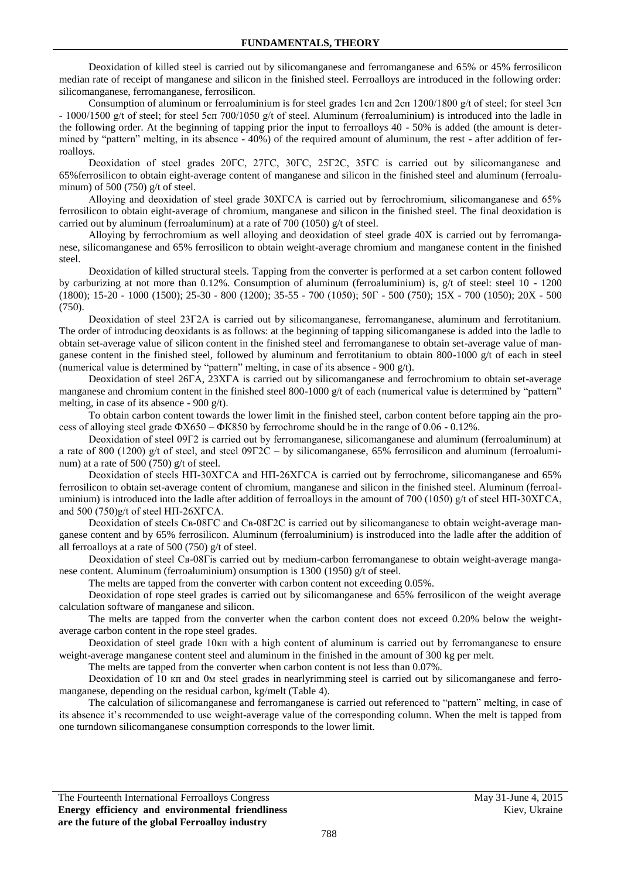Deoxidation of killed steel is carried out by silicomanganese and ferromanganese and 65% or 45% ferrosilicon median rate of receipt of manganese and silicon in the finished steel. Ferroalloys are introduced in the following order: silicomanganese, ferromanganese, ferrosilicon.

Consumption of aluminum or ferroaluminium is for steel grades 1сп and 2сп 1200/1800 g/t of steel; for steel 3сп - 1000/1500 g/t of steel; for steel 5сп 700/1050 g/t of steel. Aluminum (ferroaluminium) is introduced into the ladle in the following order. At the beginning of tapping prior the input to ferroalloys 40 - 50% is added (the amount is determined by "pattern" melting, in its absence - 40%) of the required amount of aluminum, the rest - after addition of ferroalloys.

Deoxidation of steel grades 20ГС, 27ГС, 30ГС, 25Г2С, 35ГС is carried out by silicomanganese and 65%ferrosilicon to obtain eight-average content of manganese and silicon in the finished steel and aluminum (ferroaluminum) of 500 (750) g/t of steel.

Alloying and deoxidation of steel grade 30ХГСА is carried out by ferrochromium, silicomanganese and 65% ferrosilicon to obtain eight-average of chromium, manganese and silicon in the finished steel. The final deoxidation is carried out by aluminum (ferroaluminum) at a rate of 700 (1050) g/t of steel.

Alloying by ferrochromium as well alloying and deoxidation of steel grade 40Х is carried out by ferromanganese, silicomanganese and 65% ferrosilicon to obtain weight-average chromium and manganese content in the finished steel.

Deoxidation of killed structural steels. Tapping from the converter is performed at a set carbon content followed by carburizing at not more than 0.12%. Consumption of aluminum (ferroaluminium) is, g/t of steel: steel 10 - 1200 (1800); 15-20 - 1000 (1500); 25-30 - 800 (1200); 35-55 - 700 (1050); 50Г - 500 (750); 15Х - 700 (1050); 20Х - 500 (750).

Deoxidation of steel 23Г2А is carried out by silicomanganese, ferromanganese, aluminum and ferrotitanium. The order of introducing deoxidants is as follows: at the beginning of tapping silicomanganese is added into the ladle to obtain set-average value of silicon content in the finished steel and ferromanganese to obtain set-average value of manganese content in the finished steel, followed by aluminum and ferrotitanium to obtain 800-1000 g/t of each in steel (numerical value is determined by "pattern" melting, in case of its absence - 900 g/t).

Deoxidation of steel 26ГА, 23ХГА is carried out by silicomanganese and ferrochromium to obtain set-average manganese and chromium content in the finished steel 800-1000 g/t of each (numerical value is determined by "pattern" melting, in case of its absence - 900 g/t).

To obtain carbon content towards the lower limit in the finished steel, carbon content before tapping ain the process of alloying steel grade ФХ650 – ФК850 by ferrochrome should be in the range of 0.06 - 0.12%.

Deoxidation of steel 09Г2 is carried out by ferromanganese, silicomanganese and aluminum (ferroaluminum) at a rate of 800 (1200) g/t of steel, and steel 09Г2С – by silicomanganese, 65% ferrosilicon and aluminum (ferroaluminum) at a rate of 500 (750) g/t of steel.

Deoxidation of steels НП-30ХГСА and НП-26ХГСА is carried out by ferrochrome, silicomanganese and 65% ferrosilicon to obtain set-average content of chromium, manganese and silicon in the finished steel. Aluminum (ferroaluminium) is introduced into the ladle after addition of ferroalloys in the amount of 700 (1050) g/t of steel НП-30ХГСА, and 500 (750)g/t of steel НП-26ХГСА.

Deoxidation of steels Св-08ГС and Св-08Г2С is carried out by silicomanganese to obtain weight-average manganese content and by 65% ferrosilicon. Aluminum (ferroaluminium) is instroduced into the ladle after the addition of all ferroalloys at a rate of 500 (750) g/t of steel.

Deoxidation of steel Св-08Гis carried out by medium-carbon ferromanganese to obtain weight-average manganese content. Aluminum (ferroaluminium) onsumption is 1300 (1950) g/t of steel.

The melts are tapped from the converter with carbon content not exceeding 0.05%.

Deoxidation of rope steel grades is carried out by silicomanganese and 65% ferrosilicon of the weight average calculation software of manganese and silicon.

The melts are tapped from the converter when the carbon content does not exceed 0.20% below the weight-average carbon content in the rope steel grades.

Deoxidation of steel grade 10кп with a high content of aluminum is carried out by ferromanganese to ensure weight-average manganese content steel and aluminum in the finished in the amount of 300 kg per melt.

The melts are tapped from the converter when carbon content is not less than 0.07%.

Deoxidation of 10 кп and 0м steel grades in nearlyrimming steel is carried out by silicomanganese and ferromanganese, depending on the residual carbon, kg/melt (Table 4).

The calculation of silicomanganese and ferromanganese is carried out referenced to "pattern" melting, in case of its absence it's recommended to use weight-average value of the corresponding column. When the melt is tapped from one turndown silicomanganese consumption corresponds to the lower limit.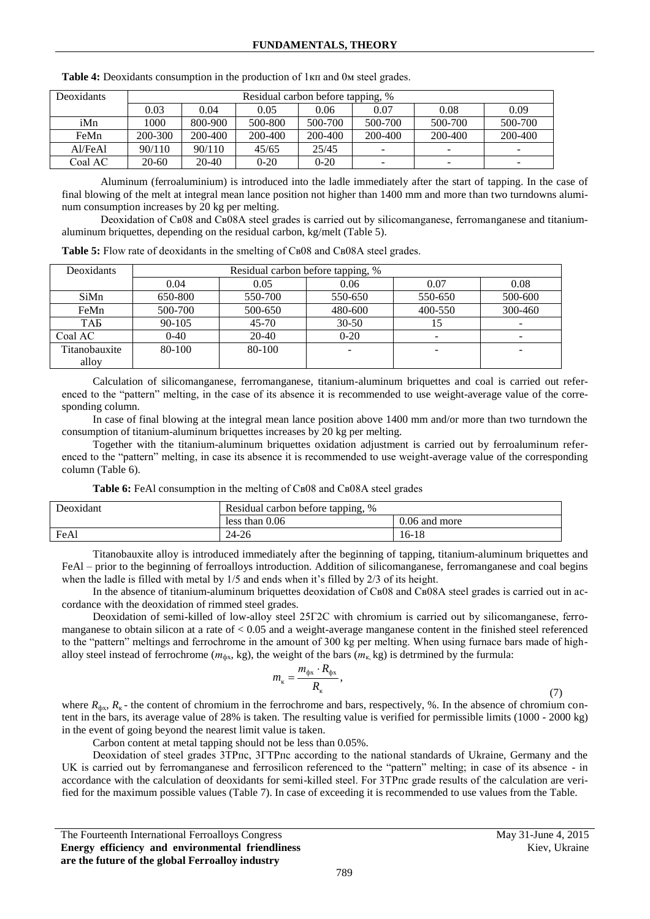**Table 4:** Deoxidants consumption in the production of 1кп and 0м steel grades.

| Deoxidants | Residual carbon before tapping, % | | | | | | |
|---|---|---|---|---|---|---|---|
| | 0.03 | 0.04 | 0.05 | 0.06 | 0.07 | 0.08 | 0.09 |
| iMn | 1000 | 800-900 | 500-800 | 500-700 | 500-700 | 500-700 | 500-700 |
| FeMn | 200-300 | 200-400 | 200-400 | 200-400 | 200-400 | 200-400 | 200-400 |
| Al/FeAl | 90/110 | 90/110 | 45/65 | 25/45 | - | - | - |
| Coal AC | 20-60 | 20-40 | 0-20 | 0-20 | - | - | - |

Aluminum (ferroaluminium) is introduced into the ladle immediately after the start of tapping. In the case of final blowing of the melt at integral mean lance position not higher than 1400 mm and more than two turndowns aluminum consumption increases by 20 kg per melting.

Deoxidation of Св08 and Св08А steel grades is carried out by silicomanganese, ferromanganese and titanium-aluminum briquettes, depending on the residual carbon, kg/melt (Table 5).

**Table 5:** Flow rate of deoxidants in the smelting of Св08 and Св08А steel grades.

| Deoxidants | Residual carbon before tapping, % | | | | |
|---|---|---|---|---|---|
| | 0.04 | 0.05 | 0.06 | 0.07 | 0.08 |
| SiMn | 650-800 | 550-700 | 550-650 | 550-650 | 500-600 |
| FeMn | 500-700 | 500-650 | 480-600 | 400-550 | 300-460 |
| ТАБ | 90-105 | 45-70 | 30-50 | 15 | - |
| Coal AC | 0-40 | 20-40 | 0-20 | - | - |
| Titanobauxite alloy | 80-100 | 80-100 | - | - | - |

Calculation of silicomanganese, ferromanganese, titanium-aluminum briquettes and coal is carried out referenced to the "pattern" melting, in the case of its absence it is recommended to use weight-average value of the corresponding column.

In case of final blowing at the integral mean lance position above 1400 mm and/or more than two turndown the consumption of titanium-aluminum briquettes increases by 20 kg per melting.

Together with the titanium-aluminum briquettes oxidation adjustment is carried out by ferroaluminum referenced to the "pattern" melting, in case its absence it is recommended to use weight-average value of the corresponding column (Table 6).

**Table 6:** FeAl consumption in the melting of Св08 and Св08А steel grades

| Deoxidant | Residual carbon before tapping, % | |
|---|---|---|
| | less than 0.06 | 0.06 and more |
| FeAl | 24-26 | 16-18 |

Titanobauxite alloy is introduced immediately after the beginning of tapping, titanium-aluminum briquettes and FeAl – prior to the beginning of ferroalloys introduction. Addition of silicomanganese, ferromanganese and coal begins when the ladle is filled with metal by 1/5 and ends when it's filled by 2/3 of its height.

In the absence of titanium-aluminum briquettes deoxidation of Св08 and Св08А steel grades is carried out in accordance with the deoxidation of rimmed steel grades.

Deoxidation of semi-killed of low-alloy steel 25Г2С with chromium is carried out by silicomanganese, ferromanganese to obtain silicon at a rate of < 0.05 and a weight-average manganese content in the finished steel referenced to the "pattern" meltings and ferrochrome in the amount of 300 kg per melting. When using furnace bars made of high-alloy steel instead of ferrochrome ($m_{фх}$, kg), the weight of the bars ($m_{к}$, kg) is detrmined by the furmula:

$$m_{к} = \frac{m_{фх} \cdot R_{фх}}{R_{к}}, \tag{7}$$

where $R_{фх}$, $R_{к}$ - the content of chromium in the ferrochrome and bars, respectively, %. In the absence of chromium content in the bars, its average value of 28% is taken. The resulting value is verified for permissible limits (1000 - 2000 kg) in the event of going beyond the nearest limit value is taken.

Carbon content at metal tapping should not be less than 0.05%.

Deoxidation of steel grades 3ТРпс, 3ГТРпс according to the national standards of Ukraine, Germany and the UK is carried out by ferromanganese and ferrosilicon referenced to the "pattern" melting; in case of its absence - in accordance with the calculation of deoxidants for semi-killed steel. For 3ТРпс grade results of the calculation are verified for the maximum possible values (Table 7). In case of exceeding it is recommended to use values from the Table.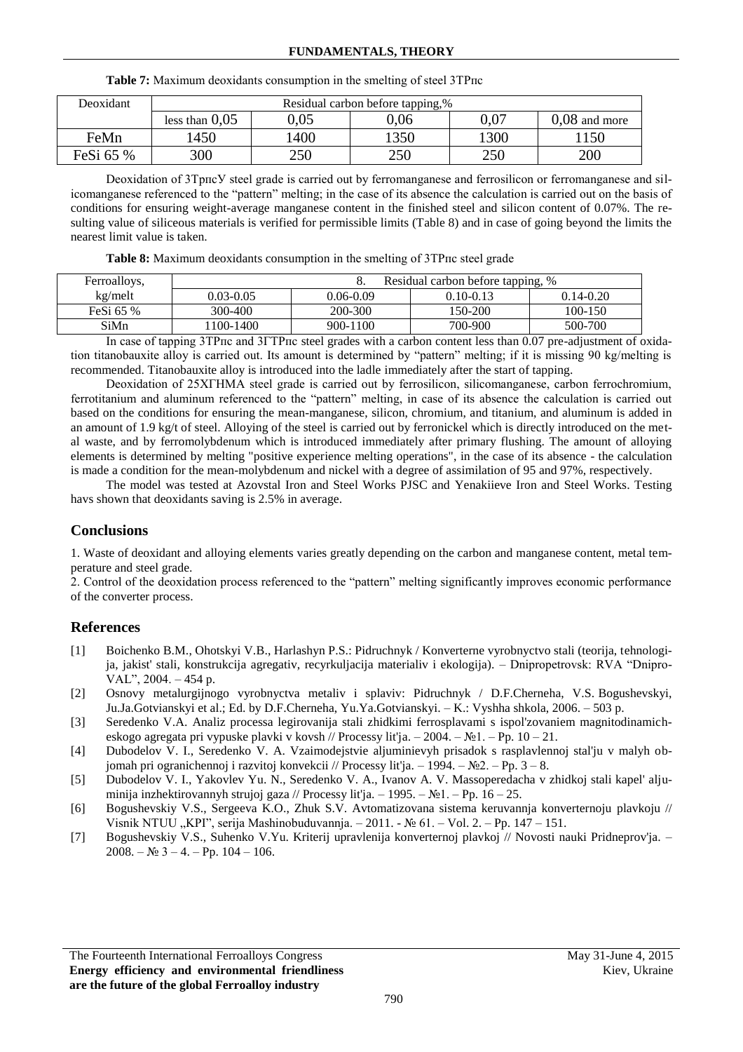**Table 7:** Maximum deoxidants consumption in the smelting of steel 3TPпс

| Deoxidant | Residual carbon before tapping,% | | | | |
|---|---|---|---|---|---|
| | less than 0,05 | 0,05 | 0,06 | 0,07 | 0,08 and more |
| FeMn | 1450 | 1400 | 1350 | 1300 | 1150 |
| FeSi 65 % | 300 | 250 | 250 | 250 | 200 |

Deoxidation of 3TpпсУ steel grade is carried out by ferromanganese and ferrosilicon or ferromanganese and silicomanganese referenced to the "pattern" melting; in the case of its absence the calculation is carried out on the basis of conditions for ensuring weight-average manganese content in the finished steel and silicon content of 0.07%. The resulting value of siliceous materials is verified for permissible limits (Table 8) and in case of going beyond the limits the nearest limit value is taken.

**Table 8:** Maximum deoxidants consumption in the smelting of 3TPпс steel grade

| Ferroalloys, kg/melt | 8. Residual carbon before tapping, % | | | |
|---|---|---|---|---|
| | 0.03-0.05 | 0.06-0.09 | 0.10-0.13 | 0.14-0.20 |
| FeSi 65 % | 300-400 | 200-300 | 150-200 | 100-150 |
| SiMn | 1100-1400 | 900-1100 | 700-900 | 500-700 |

In case of tapping 3TPпс and 3ГТРпс steel grades with a carbon content less than 0.07 pre-adjustment of oxidation titanobauxite alloy is carried out. Its amount is determined by "pattern" melting; if it is missing 90 kg/melting is recommended. Titanobauxite alloy is introduced into the ladle immediately after the start of tapping.

Deoxidation of 25ХГНМА steel grade is carried out by ferrosilicon, silicomanganese, carbon ferrochromium, ferrotitanium and aluminum referenced to the "pattern" melting, in case of its absence the calculation is carried out based on the conditions for ensuring the mean-manganese, silicon, chromium, and titanium, and aluminum is added in an amount of 1.9 kg/t of steel. Alloying of the steel is carried out by ferronickel which is directly introduced on the metal waste, and by ferromolybdenum which is introduced immediately after primary flushing. The amount of alloying elements is determined by melting "positive experience melting operations", in the case of its absence - the calculation is made a condition for the mean-molybdenum and nickel with a degree of assimilation of 95 and 97%, respectively.

The model was tested at Azovstal Iron and Steel Works PJSC and Yenakiieve Iron and Steel Works. Testing havs shown that deoxidants saving is 2.5% in average.

## Conclusions

1. Waste of deoxidant and alloying elements varies greatly depending on the carbon and manganese content, metal temperature and steel grade.
2. Control of the deoxidation process referenced to the "pattern" melting significantly improves economic performance of the converter process.

## References

[1] Boichenko B.M., Ohotskyi V.B., Harlashyn P.S.: Pidruchnyk / Konverterne vyrobnyctvo stali (teorija, tehnologija, jakist' stali, konstrukcija agregativ, recyrkuljacija materialiv i ekologija). – Dnipropetrovsk: RVA "Dnipro-VAL", 2004. – 454 p.

[2] Osnovy metalurgijnogo vyrobnyctva metaliv i splaviv: Pidruchnyk / D.F.Cherneha, V.S. Bogushevskyi, Ju.Ja.Gotvianskyi et al.; Ed. by D.F.Cherneha, Yu.Ya.Gotvianskyi. – K.: Vyshha shkola, 2006. – 503 p.

[3] Seredenko V.A. Analiz processa legirovanija stali zhidkimi ferrosplavami s ispol'zovaniem magnitodinamicheskogo agregata pri vypuske plavki v kovsh // Processy lit'ja. – 2004. – №1. – Pp. 10 – 21.

[4] Dubodelov V. I., Seredenko V. A. Vzaimodejstvie aljuminievyh prisadok s rasplavlennoj stal'ju v malyh objomah pri ogranichennoj i razvitoj konvekcii // Processy lit'ja. – 1994. – №2. – Pp. 3 – 8.

[5] Dubodelov V. I., Yakovlev Yu. N., Seredenko V. A., Ivanov A. V. Massoperedacha v zhidkoj stali kapel' aljuminija inzhektirovannyh strujoj gaza // Processy lit'ja. – 1995. – №1. – Pp. 16 – 25.

[6] Bogushevskiy V.S., Sergeeva K.O., Zhuk S.V. Avtomatizovana systema keruvannja konverternoju plavkoju // Visnik NTUU „KPI", serija Mashinobuduvannja. – 2011. - № 61. – Vol. 2. – Pp. 147 – 151.

[7] Bogushevskiy V.S., Suhenko V.Yu. Kriterij upravlenija konverternoj plavkoj // Novosti nauki Pridneprov'ja. – 2008. – № 3 – 4. – Pp. 104 – 106.